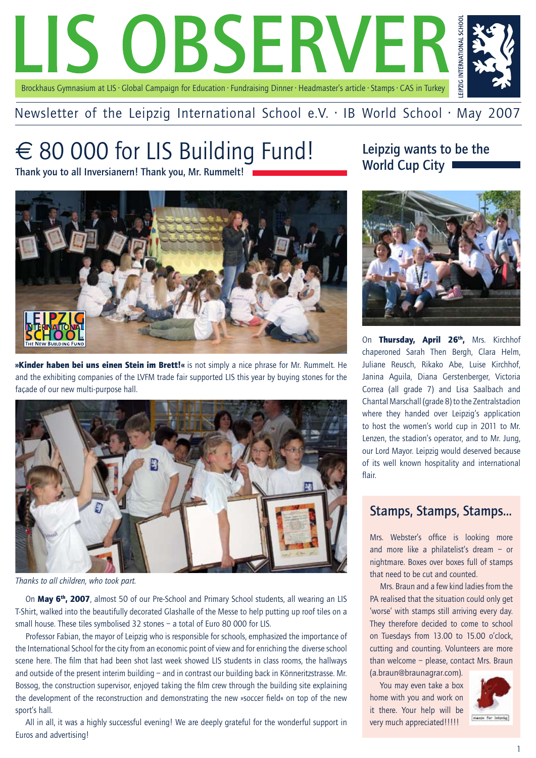# LIS OBSERVER

Brockhaus Gymnasium at LIS · Global Campaign for Education · Fundraising Dinner · Headmaster's article · Stamps · CAS in Turkey

Newsletter of the Leipzig International School e.V. · IB World School · May 2007

## € 80 000 for LIS Building Fund!

**Thank you to all Inversianern! Thank you, Mr. Rummelt!**

**»Kinder haben bei uns einen Stein im Brett!«** is not simply a nice phrase for Mr. Rummelt. He and the exhibiting companies of the LVFM trade fair supported LIS this year by buying stones for the façade of our new multi-purpose hall.

*Thanks to all children, who took part.*

On **May 6th, 2007**, almost 50 of our Pre-School and Primary School students, all wearing an LIS T-Shirt, walked into the beautifully decorated Glashalle of the Messe to help putting up roof tiles on a small house. These tiles symbolised 32 stones – a total of Euro 80 000 for LIS.

Professor Fabian, the mayor of Leipzig who is responsible for schools, emphasized the importance of the International School for the city from an economic point of view and for enriching the diverse school scene here. The film that had been shot last week showed LIS students in class rooms, the hallways and outside of the present interim building – and in contrast our building back in Könneritzstrasse. Mr. Bossog, the construction supervisor, enjoyed taking the film crew through the building site explaining the development of the reconstruction and demonstrating the new »soccer field« on top of the new sport's hall.

All in all, it was a highly successful evening! We are deeply grateful for the wonderful support in Euros and advertising!

## Leipzig wants to be the World Cup City

On **Thursday, April 26th,** Mrs. Kirchhof chaperoned Sarah Then Bergh, Clara Helm, Juliane Reusch, Rikako Abe, Luise Kirchhof, Janina Aguila, Diana Gerstenberger, Victoria Correa (all grade 7) and Lisa Saalbach and Chantal Marschall (grade 8) to the Zentralstadion where they handed over Leipzig's application to host the women's world cup in 2011 to Mr. Lenzen, the stadion's operator, and to Mr. Jung, our Lord Mayor. Leipzig would deserved because of its well known hospitality and international flair.

## Stamps, Stamps, Stamps...

Mrs. Webster's office is looking more and more like a philatelist's dream – or nightmare. Boxes over boxes full of stamps that need to be cut and counted.

Mrs. Braun and a few kind ladies from the PA realised that the situation could only get 'worse' with stamps still arriving every day. They therefore decided to come to school on Tuesdays from 13.00 to 15.00 o'clock, cutting and counting. Volunteers are more than welcome – please, contact Mrs. Braun (a.braun@braunagrar.com).

You may even take a box home with you and work on it there. Your help will be very much appreciated!!!!!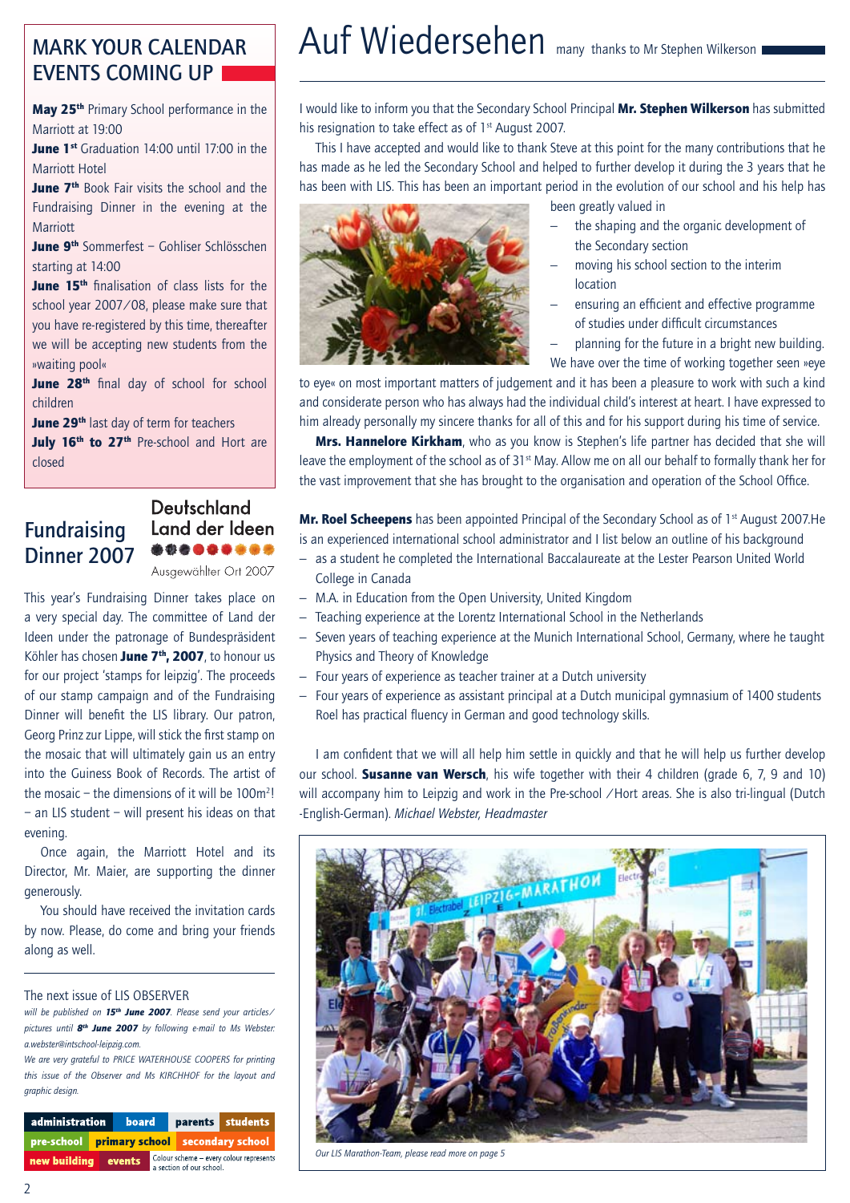## MARK YOUR CALENDAR EVENTS COMING UP

**May 25th** Primary School performance in the Marriott at 19:00

**June 1st** Graduation 14:00 until 17:00 in the Marriott Hotel

**June 7th** Book Fair visits the school and the Fundraising Dinner in the evening at the Marriott

**June 9th** Sommerfest – Gohliser Schlösschen starting at 14:00

**June 15th** finalisation of class lists for the school year 2007/08, please make sure that you have re-registered by this time, thereafter we will be accepting new students from the »waiting pool«

**June 28th** final day of school for school children

**June 29th** last day of term for teachers

**July 16th to 27th** Pre-school and Hort are closed

## Fundraising Dinner 2007

Deutschland Land der Ideen
Ausgewählter Ort 2007

This year's Fundraising Dinner takes place on a very special day. The committee of Land der Ideen under the patronage of Bundespräsident Köhler has chosen **June 7th, 2007**, to honour us for our project 'stamps for leipzig'. The proceeds of our stamp campaign and of the Fundraising Dinner will benefit the LIS library. Our patron, Georg Prinz zur Lippe, will stick the first stamp on the mosaic that will ultimately gain us an entry into the Guiness Book of Records. The artist of the mosaic – the dimensions of it will be 100m²! – an LIS student – will present his ideas on that evening.

Once again, the Marriott Hotel and its Director, Mr. Maier, are supporting the dinner generously.

You should have received the invitation cards by now. Please, do come and bring your friends along as well.

The next issue of LIS OBSERVER

*will be published on **15th June 2007**. Please send your articles/pictures until **8th June 2007** by following e-mail to Ms Webster: a.webster@intschool-leipzig.com.*

*We are very grateful to PRICE WATERHOUSE COOPERS for printing this issue of the Observer and Ms KIRCHHOF for the layout and graphic design.*

| | | | |
|---|---|---|---|
| administration | board | parents | students |
| pre-school | primary school | secondary school | |
| new building | events | Colour scheme – every colour represents a section of our school. | |

# Auf Wiedersehen many thanks to Mr Stephen Wilkerson

I would like to inform you that the Secondary School Principal **Mr. Stephen Wilkerson** has submitted his resignation to take effect as of 1st August 2007.

This I have accepted and would like to thank Steve at this point for the many contributions that he has made as he led the Secondary School and helped to further develop it during the 3 years that he has been with LIS. This has been an important period in the evolution of our school and his help has been greatly valued in

- the shaping and the organic development of the Secondary section
- moving his school section to the interim location
- ensuring an efficient and effective programme of studies under difficult circumstances
- planning for the future in a bright new building.

We have over the time of working together seen »eye to eye« on most important matters of judgement and it has been a pleasure to work with such a kind and considerate person who has always had the individual child's interest at heart. I have expressed to him already personally my sincere thanks for all of this and for his support during his time of service.

**Mrs. Hannelore Kirkham**, who as you know is Stephen's life partner has decided that she will leave the employment of the school as of 31st May. Allow me on all our behalf to formally thank her for the vast improvement that she has brought to the organisation and operation of the School Office.

**Mr. Roel Scheepens** has been appointed Principal of the Secondary School as of 1st August 2007.He is an experienced international school administrator and I list below an outline of his background

- as a student he completed the International Baccalaureate at the Lester Pearson United World College in Canada
- M.A. in Education from the Open University, United Kingdom
- Teaching experience at the Lorentz International School in the Netherlands
- Seven years of teaching experience at the Munich International School, Germany, where he taught Physics and Theory of Knowledge
- Four years of experience as teacher trainer at a Dutch university
- Four years of experience as assistant principal at a Dutch municipal gymnasium of 1400 students

Roel has practical fluency in German and good technology skills.

I am confident that we will all help him settle in quickly and that he will help us further develop our school. **Susanne van Wersch**, his wife together with their 4 children (grade 6, 7, 9 and 10) will accompany him to Leipzig and work in the Pre-school /Hort areas. She is also tri-lingual (Dutch -English-German). *Michael Webster, Headmaster*

*Our LIS Marathon-Team, please read more on page 5*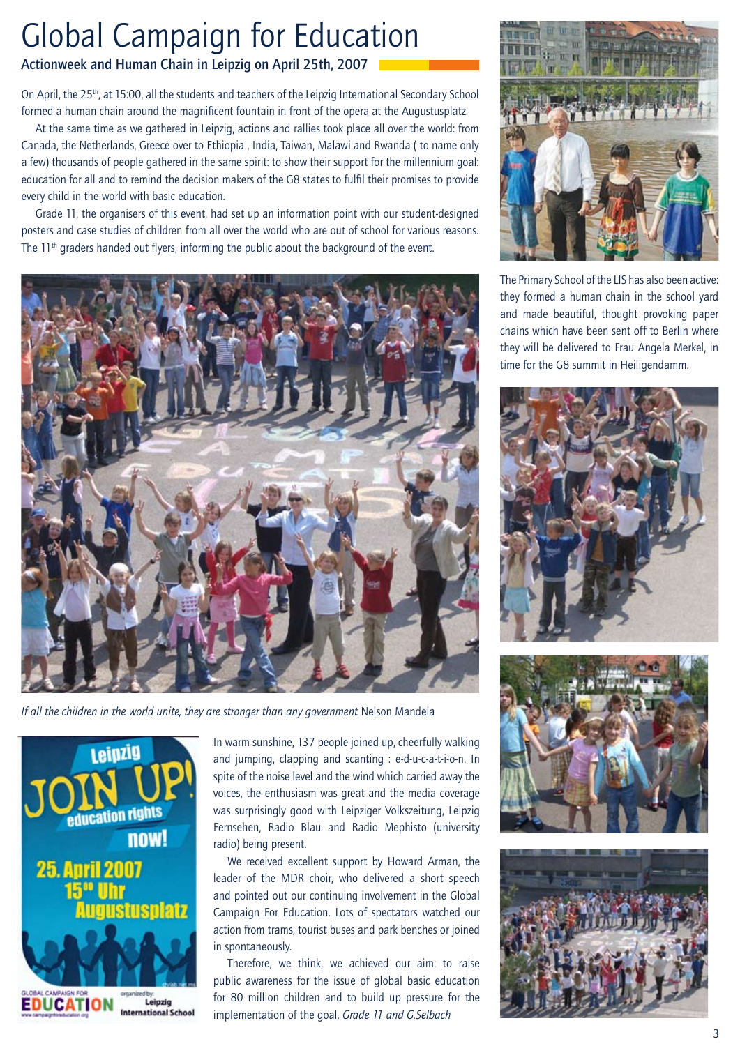# Global Campaign for Education

## Actionweek and Human Chain in Leipzig on April 25th, 2007

On April, the 25th, at 15:00, all the students and teachers of the Leipzig International Secondary School formed a human chain around the magnificent fountain in front of the opera at the Augustusplatz.

At the same time as we gathered in Leipzig, actions and rallies took place all over the world: from Canada, the Netherlands, Greece over to Ethiopia , India, Taiwan, Malawi and Rwanda ( to name only a few) thousands of people gathered in the same spirit: to show their support for the millennium goal: education for all and to remind the decision makers of the G8 states to fulfil their promises to provide every child in the world with basic education.

Grade 11, the organisers of this event, had set up an information point with our student-designed posters and case studies of children from all over the world who are out of school for various reasons. The 11th graders handed out flyers, informing the public about the background of the event.

*If all the children in the world unite, they are stronger than any government* Nelson Mandela

Leipzig JOIN UP! education rights now! 25. April 2007 15^00 Uhr Augustusplatz

GLOBAL CAMPAIGN FOR EDUCATION

organized by: Leipzig International School

In warm sunshine, 137 people joined up, cheerfully walking and jumping, clapping and scanting : e-d-u-c-a-t-i-o-n. In spite of the noise level and the wind which carried away the voices, the enthusiasm was great and the media coverage was surprisingly good with Leipziger Volkszeitung, Leipzig Fernsehen, Radio Blau and Radio Mephisto (university radio) being present.

We received excellent support by Howard Arman, the leader of the MDR choir, who delivered a short speech and pointed out our continuing involvement in the Global Campaign For Education. Lots of spectators watched our action from trams, tourist buses and park benches or joined in spontaneously.

Therefore, we think, we achieved our aim: to raise public awareness for the issue of global basic education for 80 million children and to build up pressure for the implementation of the goal. *Grade 11 and G.Selbach*

The Primary School of the LIS has also been active: they formed a human chain in the school yard and made beautiful, thought provoking paper chains which have been sent off to Berlin where they will be delivered to Frau Angela Merkel, in time for the G8 summit in Heiligendamm.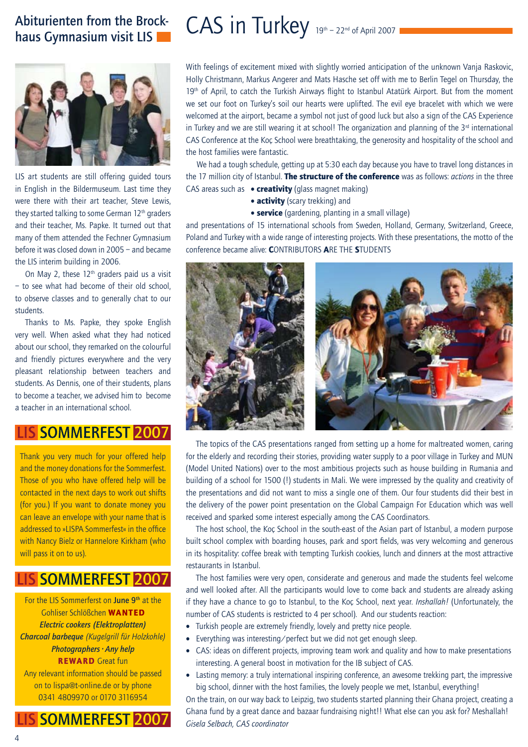## Abiturienten from the Brockhaus Gymnasium visit LIS

LIS art students are still offering guided tours in English in the Bildermuseum. Last time they were there with their art teacher, Steve Lewis, they started talking to some German 12th graders and their teacher, Ms. Papke. It turned out that many of them attended the Fechner Gymnasium before it was closed down in 2005 – and became the LIS interim building in 2006.

On May 2, these 12th graders paid us a visit – to see what had become of their old school, to observe classes and to generally chat to our students.

Thanks to Ms. Papke, they spoke English very well. When asked what they had noticed about our school, they remarked on the colourful and friendly pictures everywhere and the very pleasant relationship between teachers and students. As Dennis, one of their students, plans to become a teacher, we advised him to become a teacher in an international school.

## LIS SOMMERFEST 2007

Thank you very much for your offered help and the money donations for the Sommerfest. Those of you who have offered help will be contacted in the next days to work out shifts (for you.) If you want to donate money you can leave an envelope with your name that is addressed to »LISPA Sommerfest« in the office with Nancy Bielz or Hannelore Kirkham (who will pass it on to us).

## LIS SOMMERFEST 2007

For the LIS Sommerferst on **June 9th** at the Gohliser Schlößchen **WANTED**

***Electric cookers (Elektroplatten)***

***Charcoal barbeque** (Kugelgrill für Holzkohle)*

***Photographers · Any help***

**REWARD** Great fun

Any relevant information should be passed on to lispa@t-online.de or by phone 0341 4809970 or 0170 3116954

## LIS SOMMERFEST 2007

# CAS in Turkey

19th – 22nd of April 2007

With feelings of excitement mixed with slightly worried anticipation of the unknown Vanja Raskovic, Holly Christmann, Markus Angerer and Mats Hasche set off with me to Berlin Tegel on Thursday, the 19th of April, to catch the Turkish Airways flight to Istanbul Atatürk Airport. But from the moment we set our foot on Turkey's soil our hearts were uplifted. The evil eye bracelet with which we were welcomed at the airport, became a symbol not just of good luck but also a sign of the CAS Experience in Turkey and we are still wearing it at school! The organization and planning of the 3rd international CAS Conference at the Koç School were breathtaking, the generosity and hospitality of the school and the host families were fantastic.

We had a tough schedule, getting up at 5:30 each day because you have to travel long distances in the 17 million city of Istanbul. **The structure of the conference** was as follows: *actions* in the three CAS areas such as

- **creativity** (glass magnet making)
- **activity** (scary trekking) and
- **service** (gardening, planting in a small village)

and presentations of 15 international schools from Sweden, Holland, Germany, Switzerland, Greece, Poland and Turkey with a wide range of interesting projects. With these presentations, the motto of the conference became alive: **C**ONTRIBUTORS **A**RE THE **S**TUDENTS

The topics of the CAS presentations ranged from setting up a home for maltreated women, caring for the elderly and recording their stories, providing water supply to a poor village in Turkey and MUN (Model United Nations) over to the most ambitious projects such as house building in Rumania and building of a school for 1500 (!) students in Mali. We were impressed by the quality and creativity of the presentations and did not want to miss a single one of them. Our four students did their best in the delivery of the power point presentation on the Global Campaign For Education which was well received and sparked some interest especially among the CAS Coordinators.

The host school, the Koç School in the south-east of the Asian part of Istanbul, a modern purpose built school complex with boarding houses, park and sport fields, was very welcoming and generous in its hospitality: coffee break with tempting Turkish cookies, lunch and dinners at the most attractive restaurants in Istanbul.

The host families were very open, considerate and generous and made the students feel welcome and well looked after. All the participants would love to come back and students are already asking if they have a chance to go to Istanbul, to the Koç School, next year. *Inshallah!* (Unfortunately, the number of CAS students is restricted to 4 per school). And our students reaction:

- Turkish people are extremely friendly, lovely and pretty nice people.
- Everything was interesting/perfect but we did not get enough sleep.
- CAS: ideas on different projects, improving team work and quality and how to make presentations interesting. A general boost in motivation for the IB subject of CAS.
- Lasting memory: a truly international inspiring conference, an awesome trekking part, the impressive big school, dinner with the host families, the lovely people we met, Istanbul, everything!

On the train, on our way back to Leipzig, two students started planning their Ghana project, creating a Ghana fund by a great dance and bazaar fundraising night!! What else can you ask for? Meshallah!

*Gisela Selbach, CAS coordinator*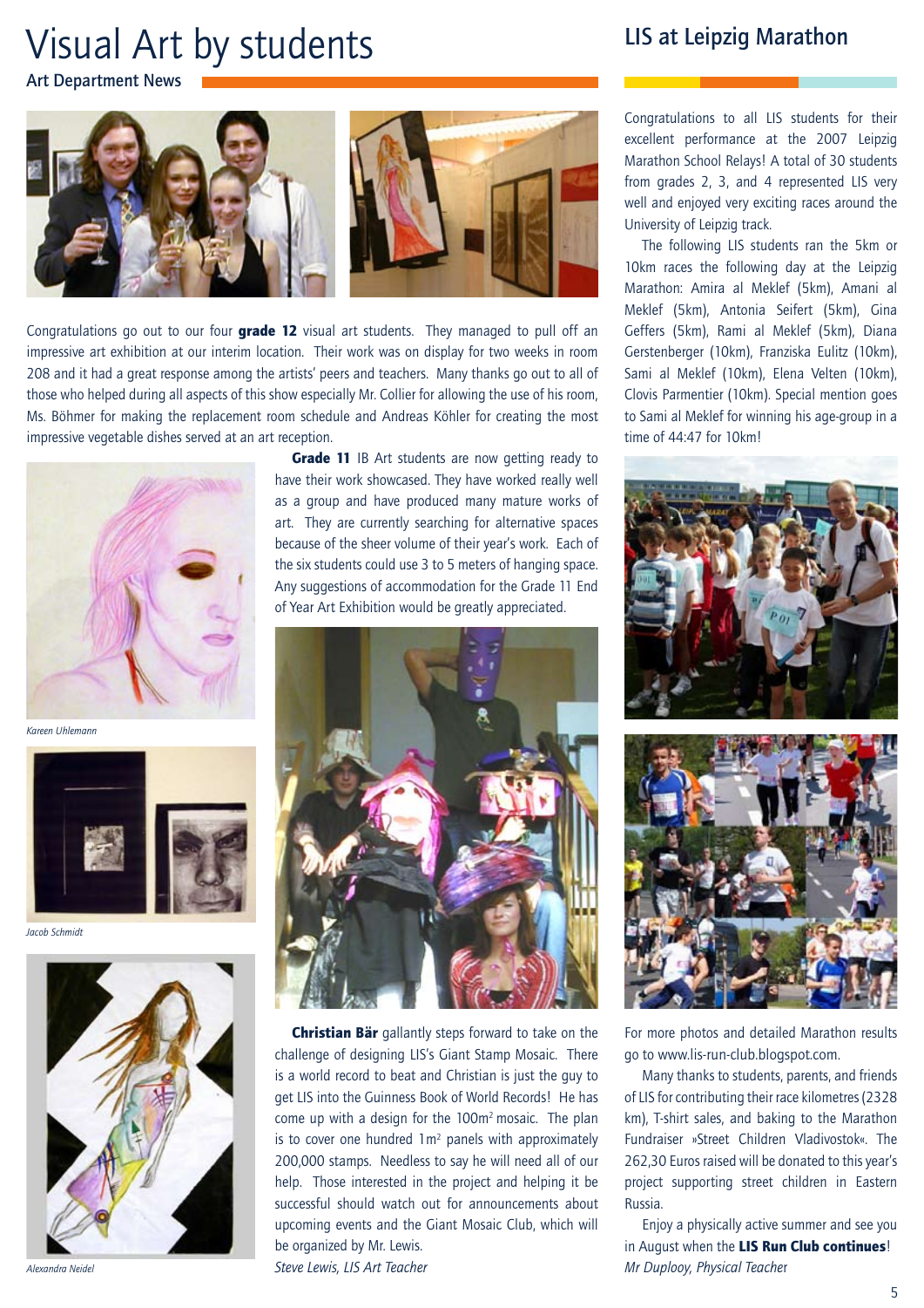# Visual Art by students

## Art Department News

Congratulations go out to our four **grade 12** visual art students. They managed to pull off an impressive art exhibition at our interim location. Their work was on display for two weeks in room 208 and it had a great response among the artists' peers and teachers. Many thanks go out to all of those who helped during all aspects of this show especially Mr. Collier for allowing the use of his room, Ms. Böhmer for making the replacement room schedule and Andreas Köhler for creating the most impressive vegetable dishes served at an art reception.

*Kareen Uhlemann*

*Jacob Schmidt*

*Alexandra Neidel*

**Grade 11** IB Art students are now getting ready to have their work showcased. They have worked really well as a group and have produced many mature works of art. They are currently searching for alternative spaces because of the sheer volume of their year's work. Each of the six students could use 3 to 5 meters of hanging space. Any suggestions of accommodation for the Grade 11 End of Year Art Exhibition would be greatly appreciated.

**Christian Bär** gallantly steps forward to take on the challenge of designing LIS's Giant Stamp Mosaic. There is a world record to beat and Christian is just the guy to get LIS into the Guinness Book of World Records! He has come up with a design for the 100m² mosaic. The plan is to cover one hundred 1m² panels with approximately 200,000 stamps. Needless to say he will need all of our help. Those interested in the project and helping it be successful should watch out for announcements about upcoming events and the Giant Mosaic Club, which will be organized by Mr. Lewis.

*Steve Lewis, LIS Art Teacher*

# LIS at Leipzig Marathon

Congratulations to all LIS students for their excellent performance at the 2007 Leipzig Marathon School Relays! A total of 30 students from grades 2, 3, and 4 represented LIS very well and enjoyed very exciting races around the University of Leipzig track.

The following LIS students ran the 5km or 10km races the following day at the Leipzig Marathon: Amira al Meklef (5km), Amani al Meklef (5km), Antonia Seifert (5km), Gina Geffers (5km), Rami al Meklef (5km), Diana Gerstenberger (10km), Franziska Eulitz (10km), Sami al Meklef (10km), Elena Velten (10km), Clovis Parmentier (10km). Special mention goes to Sami al Meklef for winning his age-group in a time of 44:47 for 10km!

For more photos and detailed Marathon results go to www.lis-run-club.blogspot.com.

Many thanks to students, parents, and friends of LIS for contributing their race kilometres (2328 km), T-shirt sales, and baking to the Marathon Fundraiser »Street Children Vladivostok«. The 262,30 Euros raised will be donated to this year's project supporting street children in Eastern Russia.

Enjoy a physically active summer and see you in August when the **LIS Run Club continues**!

*Mr Duplooy, Physical Teacher*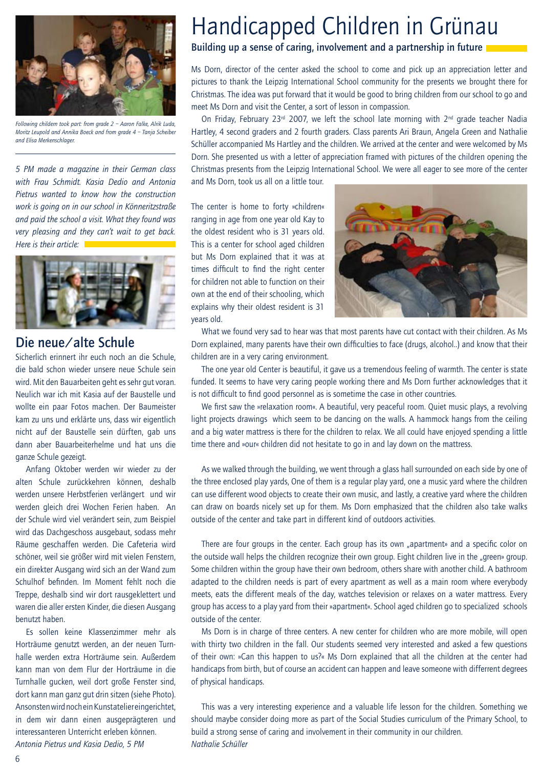*Following childern took part: from grade 2 – Aaron Falke, Alrik Luda, Moritz Leupold and Annika Boeck and from grade 4 – Tanja Scheiber and Elisa Merkenschlager.*

*5 PM made a magazine in their German class with Frau Schmidt. Kasia Dedio and Antonia Pietrus wanted to know how the construction work is going on in our school in Könneritzstraße and paid the school a visit. What they found was very pleasing and they can't wait to get back. Here is their article:*

## Die neue/alte Schule

Sicherlich erinnert ihr euch noch an die Schule, die bald schon wieder unsere neue Schule sein wird. Mit den Bauarbeiten geht es sehr gut voran. Neulich war ich mit Kasia auf der Baustelle und wollte ein paar Fotos machen. Der Baumeister kam zu uns und erklärte uns, dass wir eigentlich nicht auf der Baustelle sein dürften, gab uns dann aber Bauarbeiterhelme und hat uns die ganze Schule gezeigt.

Anfang Oktober werden wir wieder zu der alten Schule zurückkehren können, deshalb werden unsere Herbstferien verlängert und wir werden gleich drei Wochen Ferien haben. An der Schule wird viel verändert sein, zum Beispiel wird das Dachgeschoss ausgebaut, sodass mehr Räume geschaffen werden. Die Cafeteria wird schöner, weil sie größer wird mit vielen Fenstern, ein direkter Ausgang wird sich an der Wand zum Schulhof befinden. Im Moment fehlt noch die Treppe, deshalb sind wir dort rausgeklettert und waren die aller ersten Kinder, die diesen Ausgang benutzt haben.

Es sollen keine Klassenzimmer mehr als Horträume genutzt werden, an der neuen Turnhalle werden extra Horträume sein. Außerdem kann man von dem Flur der Horträume in die Turnhalle gucken, weil dort große Fenster sind, dort kann man ganz gut drin sitzen (siehe Photo). Ansonsten wird noch ein Kunstatelier eingerichtet, in dem wir dann einen ausgeprägteren und interessanteren Unterricht erleben können.

*Antonia Pietrus und Kasia Dedio, 5 PM*

# Handicapped Children in Grünau

### Building up a sense of caring, involvement and a partnership in future

Ms Dorn, director of the center asked the school to come and pick up an appreciation letter and pictures to thank the Leipzig International School community for the presents we brought there for Christmas. The idea was put forward that it would be good to bring children from our school to go and meet Ms Dorn and visit the Center, a sort of lesson in compassion.

On Friday, February 23rd 2007, we left the school late morning with 2nd grade teacher Nadia Hartley, 4 second graders and 2 fourth graders. Class parents Ari Braun, Angela Green and Nathalie Schüller accompanied Ms Hartley and the children. We arrived at the center and were welcomed by Ms Dorn. She presented us with a letter of appreciation framed with pictures of the children opening the Christmas presents from the Leipzig International School. We were all eager to see more of the center and Ms Dorn, took us all on a little tour.

The center is home to forty »children« ranging in age from one year old Kay to the oldest resident who is 31 years old. This is a center for school aged children but Ms Dorn explained that it was at times difficult to find the right center for children not able to function on their own at the end of their schooling, which explains why their oldest resident is 31 years old.

What we found very sad to hear was that most parents have cut contact with their children. As Ms Dorn explained, many parents have their own difficulties to face (drugs, alcohol..) and know that their children are in a very caring environment.

The one year old Center is beautiful, it gave us a tremendous feeling of warmth. The center is state funded. It seems to have very caring people working there and Ms Dorn further acknowledges that it is not difficult to find good personnel as is sometime the case in other countries.

We first saw the »relaxation room«. A beautiful, very peaceful room. Quiet music plays, a revolving light projects drawings which seem to be dancing on the walls. A hammock hangs from the ceiling and a big water mattress is there for the children to relax. We all could have enjoyed spending a little time there and »our« children did not hesitate to go in and lay down on the mattress.

As we walked through the building, we went through a glass hall surrounded on each side by one of the three enclosed play yards, One of them is a regular play yard, one a music yard where the children can use different wood objects to create their own music, and lastly, a creative yard where the children can draw on boards nicely set up for them. Ms Dorn emphasized that the children also take walks outside of the center and take part in different kind of outdoors activities.

There are four groups in the center. Each group has its own „apartment» and a specific color on the outside wall helps the children recognize their own group. Eight children live in the „green» group. Some children within the group have their own bedroom, others share with another child. A bathroom adapted to the children needs is part of every apartment as well as a main room where everybody meets, eats the different meals of the day, watches television or relaxes on a water mattress. Every group has access to a play yard from their »apartment«. School aged children go to specialized schools outside of the center.

Ms Dorn is in charge of three centers. A new center for children who are more mobile, will open with thirty two children in the fall. Our students seemed very interested and asked a few questions of their own: »Can this happen to us?« Ms Dorn explained that all the children at the center had handicaps from birth, but of course an accident can happen and leave someone with different degrees of physical handicaps.

This was a very interesting experience and a valuable life lesson for the children. Something we should maybe consider doing more as part of the Social Studies curriculum of the Primary School, to build a strong sense of caring and involvement in their community in our children.

*Nathalie Schüller*